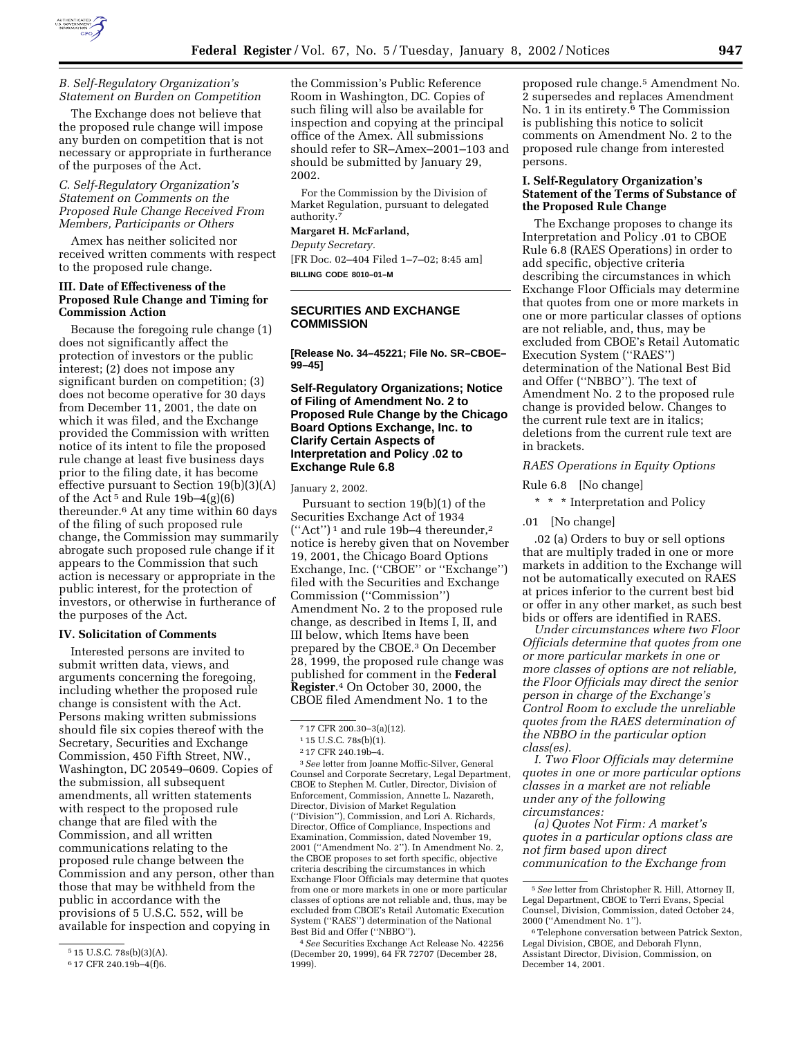### B. Self-Regulatory Organization's Statement on Burden on Competition

The Exchange does not believe that the proposed rule change will impose any burden on competition that is not necessary or appropriate in furtherance of the purposes of the Act.

### C. Self-Regulatory Organization's Statement on Comments on the Proposed Rule Change Received From Members, Participants or Others

Amex has neither solicited nor received written comments with respect to the proposed rule change.

## III. Date of Effectiveness of the Proposed Rule Change and Timing for Commission Action

Because the foregoing rule change (1) does not significantly affect the protection of investors or the public interest; (2) does not impose any significant burden on competition; (3) does not become operative for 30 days from December 11, 2001, the date on which it was filed, and the Exchange provided the Commission with written notice of its intent to file the proposed rule change at least five business days prior to the filing date, it has become effective pursuant to Section 19(b)(3)(A) of the Act [5] and Rule 19b–4(g)(6) thereunder.[6] At any time within 60 days of the filing of such proposed rule change, the Commission may summarily abrogate such proposed rule change if it appears to the Commission that such action is necessary or appropriate in the public interest, for the protection of investors, or otherwise in furtherance of the purposes of the Act.

## IV. Solicitation of Comments

Interested persons are invited to submit written data, views, and arguments concerning the foregoing, including whether the proposed rule change is consistent with the Act. Persons making written submissions should file six copies thereof with the Secretary, Securities and Exchange Commission, 450 Fifth Street, NW., Washington, DC 20549–0609. Copies of the submission, all subsequent amendments, all written statements with respect to the proposed rule change that are filed with the Commission, and all written communications relating to the proposed rule change between the Commission and any person, other than those that may be withheld from the public in accordance with the provisions of 5 U.S.C. 552, will be available for inspection and copying in the Commission's Public Reference Room in Washington, DC. Copies of such filing will also be available for inspection and copying at the principal office of the Amex. All submissions should refer to SR–Amex–2001–103 and should be submitted by January 29, 2002.

For the Commission by the Division of Market Regulation, pursuant to delegated authority.[7]

**Margaret H. McFarland,**

*Deputy Secretary.*

[FR Doc. 02–404 Filed 1–7–02; 8:45 am]

**BILLING CODE 8010–01–M**

[5] 15 U.S.C. 78s(b)(3)(A).

[6] 17 CFR 240.19b–4(f)6.

[7] 17 CFR 200.30–3(a)(12).

---

## SECURITIES AND EXCHANGE COMMISSION

**[Release No. 34–45221; File No. SR–CBOE–99–45]**

# Self-Regulatory Organizations; Notice of Filing of Amendment No. 2 to Proposed Rule Change by the Chicago Board Options Exchange, Inc. to Clarify Certain Aspects of Interpretation and Policy .02 to Exchange Rule 6.8

January 2, 2002.

Pursuant to section 19(b)(1) of the Securities Exchange Act of 1934 ("Act") [1] and rule 19b–4 thereunder,[2] notice is hereby given that on November 19, 2001, the Chicago Board Options Exchange, Inc. ("CBOE" or "Exchange") filed with the Securities and Exchange Commission ("Commission") Amendment No. 2 to the proposed rule change, as described in Items I, II, and III below, which Items have been prepared by the CBOE.[3] On December 28, 1999, the proposed rule change was published for comment in the **Federal Register**.[4] On October 30, 2000, the CBOE filed Amendment No. 1 to the proposed rule change.[5] Amendment No. 2 supersedes and replaces Amendment No. 1 in its entirety.[6] The Commission is publishing this notice to solicit comments on Amendment No. 2 to the proposed rule change from interested persons.

## I. Self-Regulatory Organization's Statement of the Terms of Substance of the Proposed Rule Change

The Exchange proposes to change its Interpretation and Policy .01 to CBOE Rule 6.8 (RAES Operations) in order to add specific, objective criteria describing the circumstances in which Exchange Floor Officials may determine that quotes from one or more markets in one or more particular classes of options are not reliable, and, thus, may be excluded from CBOE's Retail Automatic Execution System ("RAES") determination of the National Best Bid and Offer ("NBBO"). The text of Amendment No. 2 to the proposed rule change is provided below. Changes to the current rule text are in italics; deletions from the current rule text are in brackets.

*RAES Operations in Equity Options*

Rule 6.8 [No change]

\* \* \* Interpretation and Policy

.01 [No change]

.02 (a) Orders to buy or sell options that are multiply traded in one or more markets in addition to the Exchange will not be automatically executed on RAES at prices inferior to the current best bid or offer in any other market, as such best bids or offers are identified in RAES.

*Under circumstances where two Floor Officials determine that quotes from one or more particular markets in one or more classes of options are not reliable, the Floor Officials may direct the senior person in charge of the Exchange's Control Room to exclude the unreliable quotes from the RAES determination of the NBBO in the particular option class(es).*

*I. Two Floor Officials may determine quotes in one or more particular options classes in a market are not reliable under any of the following circumstances:*

*(a) Quotes Not Firm: A market's quotes in a particular options class are not firm based upon direct communication to the Exchange from*

[1] 15 U.S.C. 78s(b)(1).

[2] 17 CFR 240.19b–4.

[3] *See* letter from Joanne Moffic-Silver, General Counsel and Corporate Secretary, Legal Department, CBOE to Stephen M. Cutler, Director, Division of Enforcement, Commission, Annette L. Nazareth, Director, Division of Market Regulation ("Division"), Commission, and Lori A. Richards, Director, Office of Compliance, Inspections and Examination, Commission, dated November 19, 2001 ("Amendment No. 2"). In Amendment No. 2, the CBOE proposes to set forth specific, objective criteria describing the circumstances in which Exchange Floor Officials may determine that quotes from one or more markets in one or more particular classes of options are not reliable and, thus, may be excluded from CBOE's Retail Automatic Execution System ("RAES") determination of the National Best Bid and Offer ("NBBO").

[4] *See* Securities Exchange Act Release No. 42256 (December 20, 1999), 64 FR 72707 (December 28, 1999).

[5] *See* letter from Christopher R. Hill, Attorney II, Legal Department, CBOE to Terri Evans, Special Counsel, Division, Commission, dated October 24, 2000 ("Amendment No. 1").

[6] Telephone conversation between Patrick Sexton, Legal Division, CBOE, and Deborah Flynn, Assistant Director, Division, Commission, on December 14, 2001.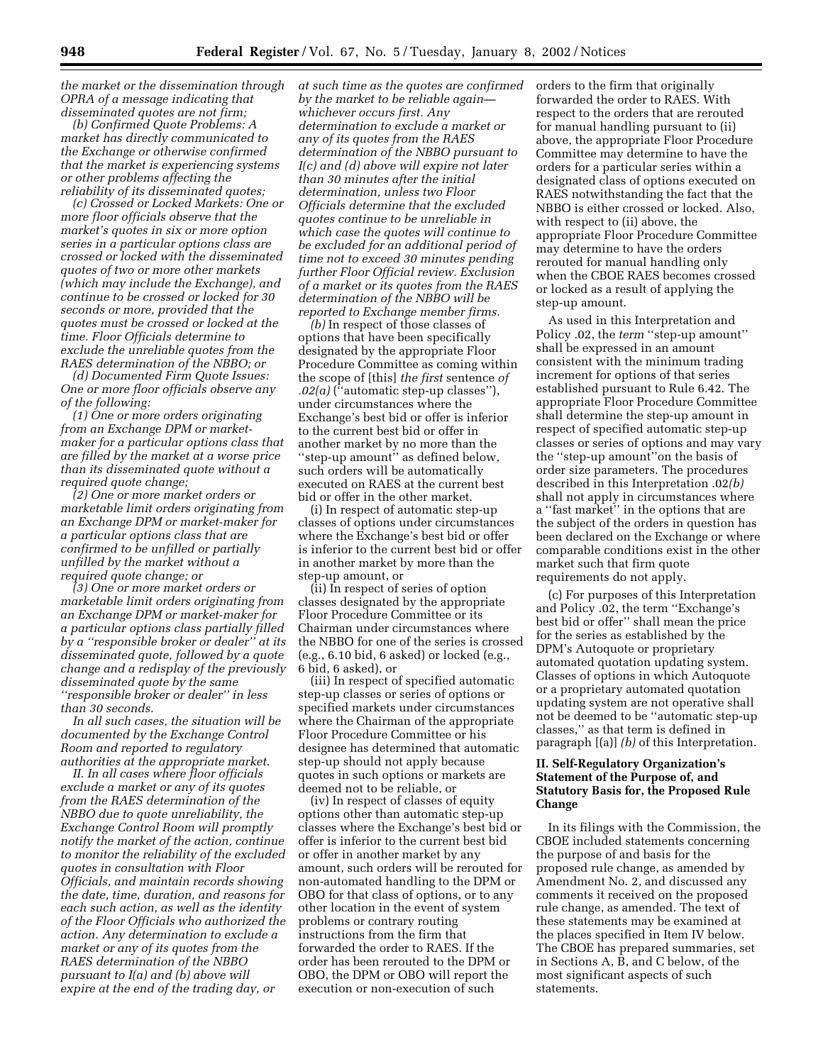*the market or the dissemination through OPRA of a message indicating that disseminated quotes are not firm;*

*(b) Confirmed Quote Problems: A market has directly communicated to the Exchange or otherwise confirmed that the market is experiencing systems or other problems affecting the reliability of its disseminated quotes;*

*(c) Crossed or Locked Markets: One or more floor officials observe that the market's quotes in six or more option series in a particular options class are crossed or locked with the disseminated quotes of two or more other markets (which may include the Exchange), and continue to be crossed or locked for 30 seconds or more, provided that the quotes must be crossed or locked at the time. Floor Officials determine to exclude the unreliable quotes from the RAES determination of the NBBO; or*

*(d) Documented Firm Quote Issues: One or more floor officials observe any of the following:*

*(1) One or more orders originating from an Exchange DPM or market-maker for a particular options class that are filled by the market at a worse price than its disseminated quote without a required quote change;*

*(2) One or more market orders or marketable limit orders originating from an Exchange DPM or market-maker for a particular options class that are confirmed to be unfilled or partially unfilled by the market without a required quote change; or*

*(3) One or more market orders or marketable limit orders originating from an Exchange DPM or market-maker for a particular options class partially filled by a "responsible broker or dealer" at its disseminated quote, followed by a quote change and a redisplay of the previously disseminated quote by the same "responsible broker or dealer" in less than 30 seconds.*

*In all such cases, the situation will be documented by the Exchange Control Room and reported to regulatory authorities at the appropriate market.*

*II. In all cases where floor officials exclude a market or any of its quotes from the RAES determination of the NBBO due to quote unreliability, the Exchange Control Room will promptly notify the market of the action, continue to monitor the reliability of the excluded quotes in consultation with Floor Officials, and maintain records showing the date, time, duration, and reasons for each such action, as well as the identity of the Floor Officials who authorized the action. Any determination to exclude a market or any of its quotes from the RAES determination of the NBBO pursuant to I(a) and (b) above will expire at the end of the trading day, or at such time as the quotes are confirmed by the market to be reliable again—whichever occurs first. Any determination to exclude a market or any of its quotes from the RAES determination of the NBBO pursuant to I(c) and (d) above will expire not later than 30 minutes after the initial determination, unless two Floor Officials determine that the excluded quotes continue to be unreliable in which case the quotes will continue to be excluded for an additional period of time not to exceed 30 minutes pending further Floor Official review. Exclusion of a market or its quotes from the RAES determination of the NBBO will be reported to Exchange member firms.*

*(b)* In respect of those classes of options that have been specifically designated by the appropriate Floor Procedure Committee as coming within the scope of [this] *the first* sentence *of .02(a)* ("automatic step-up classes"), under circumstances where the Exchange's best bid or offer is inferior to the current best bid or offer in another market by no more than the "step-up amount" as defined below, such orders will be automatically executed on RAES at the current best bid or offer in the other market.

(i) In respect of automatic step-up classes of options under circumstances where the Exchange's best bid or offer is inferior to the current best bid or offer in another market by more than the step-up amount, or

(ii) In respect of series of option classes designated by the appropriate Floor Procedure Committee or its Chairman under circumstances where the NBBO for one of the series is crossed (e.g., 6.10 bid, 6 asked) or locked (e.g., 6 bid, 6 asked), or

(iii) In respect of specified automatic step-up classes or series of options or specified markets under circumstances where the Chairman of the appropriate Floor Procedure Committee or his designee has determined that automatic step-up should not apply because quotes in such options or markets are deemed not to be reliable, or

(iv) In respect of classes of equity options other than automatic step-up classes where the Exchange's best bid or offer is inferior to the current best bid or offer in another market by any amount, such orders will be rerouted for non-automated handling to the DPM or OBO for that class of options, or to any other location in the event of system problems or contrary routing instructions from the firm that forwarded the order to RAES. If the order has been rerouted to the DPM or OBO, the DPM or OBO will report the execution or non-execution of such orders to the firm that originally forwarded the order to RAES. With respect to the orders that are rerouted for manual handling pursuant to (ii) above, the appropriate Floor Procedure Committee may determine to have the orders for a particular series within a designated class of options executed on RAES notwithstanding the fact that the NBBO is either crossed or locked. Also, with respect to (ii) above, the appropriate Floor Procedure Committee may determine to have the orders rerouted for manual handling only when the CBOE RAES becomes crossed or locked as a result of applying the step-up amount.

As used in this Interpretation and Policy .02, the *term* "step-up amount" shall be expressed in an amount consistent with the minimum trading increment for options of that series established pursuant to Rule 6.42. The appropriate Floor Procedure Committee shall determine the step-up amount in respect of specified automatic step-up classes or series of options and may vary the "step-up amount" on the basis of order size parameters. The procedures described in this Interpretation .02*(b)* shall not apply in circumstances where a "fast market" in the options that are the subject of the orders in question has been declared on the Exchange or where comparable conditions exist in the other market such that firm quote requirements do not apply.

(c) For purposes of this Interpretation and Policy .02, the term "Exchange's best bid or offer" shall mean the price for the series as established by the DPM's Autoquote or proprietary automated quotation updating system. Classes of options in which Autoquote or a proprietary automated quotation updating system are not operative shall not be deemed to be "automatic step-up classes," as that term is defined in paragraph [(a)] *(b)* of this Interpretation.

## II. Self-Regulatory Organization's Statement of the Purpose of, and Statutory Basis for, the Proposed Rule Change

In its filings with the Commission, the CBOE included statements concerning the purpose of and basis for the proposed rule change, as amended by Amendment No. 2, and discussed any comments it received on the proposed rule change, as amended. The text of these statements may be examined at the places specified in Item IV below. The CBOE has prepared summaries, set in Sections A, B, and C below, of the most significant aspects of such statements.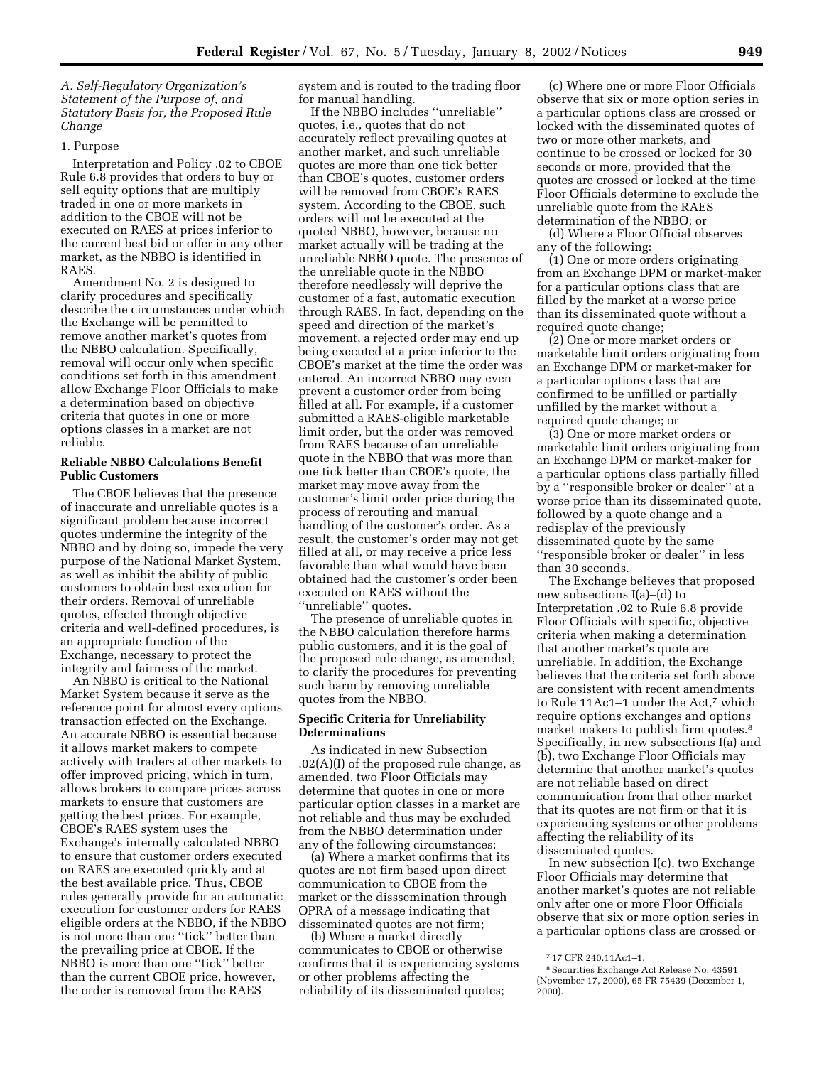*A. Self-Regulatory Organization's Statement of the Purpose of, and Statutory Basis for, the Proposed Rule Change*

1. Purpose

Interpretation and Policy .02 to CBOE Rule 6.8 provides that orders to buy or sell equity options that are multiply traded in one or more markets in addition to the CBOE will not be executed on RAES at prices inferior to the current best bid or offer in any other market, as the NBBO is identified in RAES.

Amendment No. 2 is designed to clarify procedures and specifically describe the circumstances under which the Exchange will be permitted to remove another market's quotes from the NBBO calculation. Specifically, removal will occur only when specific conditions set forth in this amendment allow Exchange Floor Officials to make a determination based on objective criteria that quotes in one or more options classes in a market are not reliable.

**Reliable NBBO Calculations Benefit Public Customers**

The CBOE believes that the presence of inaccurate and unreliable quotes is a significant problem because incorrect quotes undermine the integrity of the NBBO and by doing so, impede the very purpose of the National Market System, as well as inhibit the ability of public customers to obtain best execution for their orders. Removal of unreliable quotes, effected through objective criteria and well-defined procedures, is an appropriate function of the Exchange, necessary to protect the integrity and fairness of the market.

An NBBO is critical to the National Market System because it serve as the reference point for almost every options transaction effected on the Exchange. An accurate NBBO is essential because it allows market makers to compete actively with traders at other markets to offer improved pricing, which in turn, allows brokers to compare prices across markets to ensure that customers are getting the best prices. For example, CBOE's RAES system uses the Exchange's internally calculated NBBO to ensure that customer orders executed on RAES are executed quickly and at the best available price. Thus, CBOE rules generally provide for an automatic execution for customer orders for RAES eligible orders at the NBBO, if the NBBO is not more than one "tick" better than the prevailing price at CBOE. If the NBBO is more than one "tick" better than the current CBOE price, however, the order is removed from the RAES system and is routed to the trading floor for manual handling.

If the NBBO includes "unreliable" quotes, i.e., quotes that do not accurately reflect prevailing quotes at another market, and such unreliable quotes are more than one tick better than CBOE's quotes, customer orders will be removed from CBOE's RAES system. According to the CBOE, such orders will not be executed at the quoted NBBO, however, because no market actually will be trading at the unreliable NBBO quote. The presence of the unreliable quote in the NBBO therefore needlessly will deprive the customer of a fast, automatic execution through RAES. In fact, depending on the speed and direction of the market's movement, a rejected order may end up being executed at a price inferior to the CBOE's market at the time the order was entered. An incorrect NBBO may even prevent a customer order from being filled at all. For example, if a customer submitted a RAES-eligible marketable limit order, but the order was removed from RAES because of an unreliable quote in the NBBO that was more than one tick better than CBOE's quote, the market may move away from the customer's limit order price during the process of rerouting and manual handling of the customer's order. As a result, the customer's order may not get filled at all, or may receive a price less favorable than what would have been obtained had the customer's order been executed on RAES without the "unreliable" quotes.

The presence of unreliable quotes in the NBBO calculation therefore harms public customers, and it is the goal of the proposed rule change, as amended, to clarify the procedures for preventing such harm by removing unreliable quotes from the NBBO.

**Specific Criteria for Unreliability Determinations**

As indicated in new Subsection .02(A)(I) of the proposed rule change, as amended, two Floor Officials may determine that quotes in one or more particular option classes in a market are not reliable and thus may be excluded from the NBBO determination under any of the following circumstances:

(a) Where a market confirms that its quotes are not firm based upon direct communication to CBOE from the market or the disssemination through OPRA of a message indicating that disseminated quotes are not firm;

(b) Where a market directly communicates to CBOE or otherwise confirms that it is experiencing systems or other problems affecting the reliability of its disseminated quotes;

(c) Where one or more Floor Officials observe that six or more option series in a particular options class are crossed or locked with the disseminated quotes of two or more other markets, and continue to be crossed or locked for 30 seconds or more, provided that the quotes are crossed or locked at the time Floor Officials determine to exclude the unreliable quote from the RAES determination of the NBBO; or

(d) Where a Floor Official observes any of the following:

(1) One or more orders originating from an Exchange DPM or market-maker for a particular options class that are filled by the market at a worse price than its disseminated quote without a required quote change;

(2) One or more market orders or marketable limit orders originating from an Exchange DPM or market-maker for a particular options class that are confirmed to be unfilled or partially unfilled by the market without a required quote change; or

(3) One or more market orders or marketable limit orders originating from an Exchange DPM or market-maker for a particular options class partially filled by a "responsible broker or dealer" at a worse price than its disseminated quote, followed by a quote change and a redisplay of the previously disseminated quote by the same "responsible broker or dealer" in less than 30 seconds.

The Exchange believes that proposed new subsections I(a)–(d) to Interpretation .02 to Rule 6.8 provide Floor Officials with specific, objective criteria when making a determination that another market's quote are unreliable. In addition, the Exchange believes that the criteria set forth above are consistent with recent amendments to Rule 11Ac1–1 under the Act,[7] which require options exchanges and options market makers to publish firm quotes.[8] Specifically, in new subsections I(a) and (b), two Exchange Floor Officials may determine that another market's quotes are not reliable based on direct communication from that other market that its quotes are not firm or that it is experiencing systems or other problems affecting the reliability of its disseminated quotes.

In new subsection I(c), two Exchange Floor Officials may determine that another market's quotes are not reliable only after one or more Floor Officials observe that six or more option series in a particular options class are crossed or

[7] 17 CFR 240.11Ac1–1.

[8] Securities Exchange Act Release No. 43591 (November 17, 2000), 65 FR 75439 (December 1, 2000).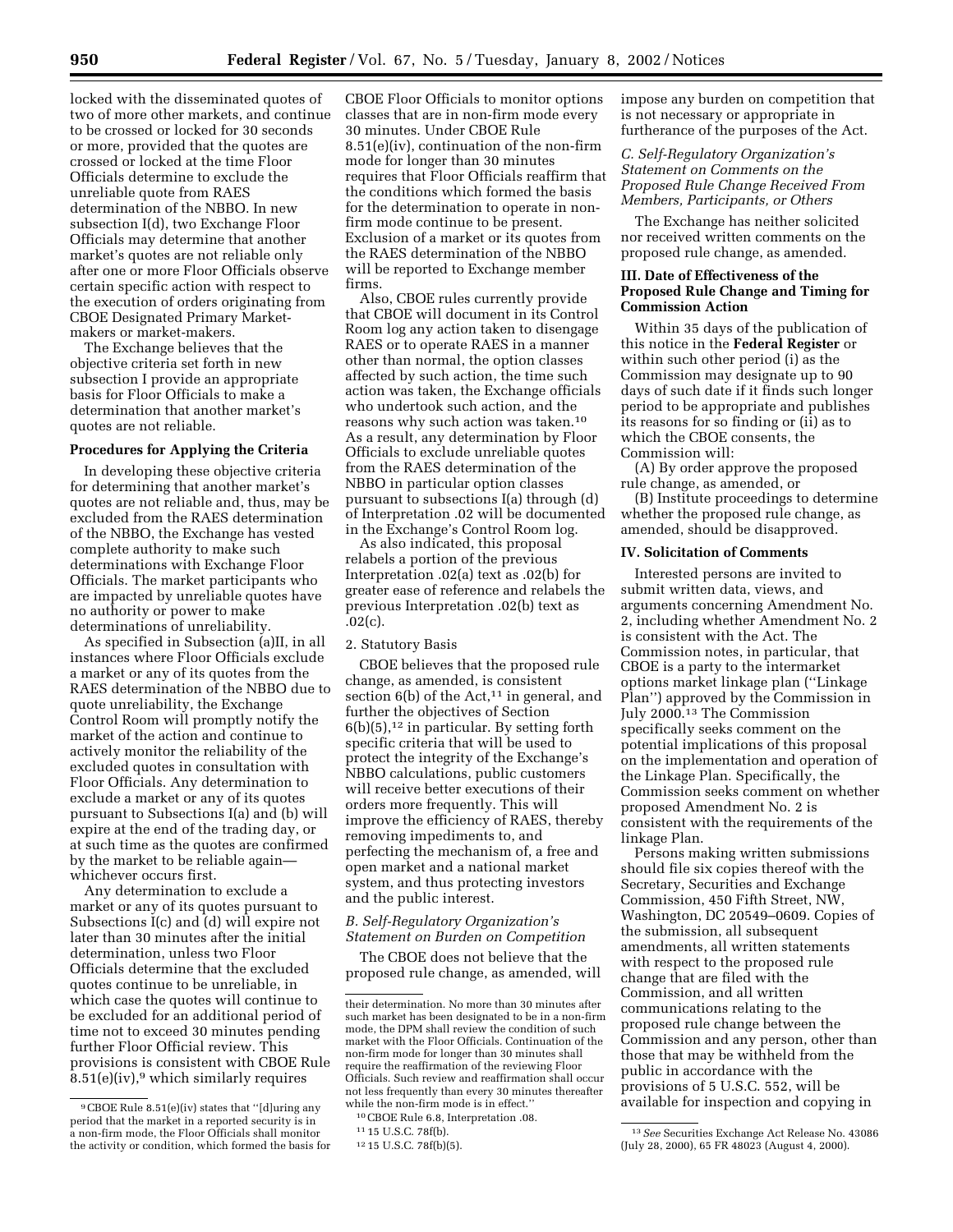locked with the disseminated quotes of two of more other markets, and continue to be crossed or locked for 30 seconds or more, provided that the quotes are crossed or locked at the time Floor Officials determine to exclude the unreliable quote from RAES determination of the NBBO. In new subsection I(d), two Exchange Floor Officials may determine that another market's quotes are not reliable only after one or more Floor Officials observe certain specific action with respect to the execution of orders originating from CBOE Designated Primary Market-makers or market-makers.

The Exchange believes that the objective criteria set forth in new subsection I provide an appropriate basis for Floor Officials to make a determination that another market's quotes are not reliable.

**Procedures for Applying the Criteria**

In developing these objective criteria for determining that another market's quotes are not reliable and, thus, may be excluded from the RAES determination of the NBBO, the Exchange has vested complete authority to make such determinations with Exchange Floor Officials. The market participants who are impacted by unreliable quotes have no authority or power to make determinations of unreliability.

As specified in Subsection (a)II, in all instances where Floor Officials exclude a market or any of its quotes from the RAES determination of the NBBO due to quote unreliability, the Exchange Control Room will promptly notify the market of the action and continue to actively monitor the reliability of the excluded quotes in consultation with Floor Officials. Any determination to exclude a market or any of its quotes pursuant to Subsections I(a) and (b) will expire at the end of the trading day, or at such time as the quotes are confirmed by the market to be reliable again—whichever occurs first.

Any determination to exclude a market or any of its quotes pursuant to Subsections I(c) and (d) will expire not later than 30 minutes after the initial determination, unless two Floor Officials determine that the excluded quotes continue to be unreliable, in which case the quotes will continue to be excluded for an additional period of time not to exceed 30 minutes pending further Floor Official review. This provisions is consistent with CBOE Rule 8.51(e)(iv),[9] which similarly requires CBOE Floor Officials to monitor options classes that are in non-firm mode every 30 minutes. Under CBOE Rule 8.51(e)(iv), continuation of the non-firm mode for longer than 30 minutes requires that Floor Officials reaffirm that the conditions which formed the basis for the determination to operate in non-firm mode continue to be present. Exclusion of a market or its quotes from the RAES determination of the NBBO will be reported to Exchange member firms.

Also, CBOE rules currently provide that CBOE will document in its Control Room log any action taken to disengage RAES or to operate RAES in a manner other than normal, the option classes affected by such action, the time such action was taken, the Exchange officials who undertook such action, and the reasons why such action was taken.[10] As a result, any determination by Floor Officials to exclude unreliable quotes from the RAES determination of the NBBO in particular option classes pursuant to subsections I(a) through (d) of Interpretation .02 will be documented in the Exchange's Control Room log.

As also indicated, this proposal relabels a portion of the previous Interpretation .02(a) text as .02(b) for greater ease of reference and relabels the previous Interpretation .02(b) text as .02(c).

2. Statutory Basis

CBOE believes that the proposed rule change, as amended, is consistent section 6(b) of the Act,[11] in general, and further the objectives of Section 6(b)(5),[12] in particular. By setting forth specific criteria that will be used to protect the integrity of the Exchange's NBBO calculations, public customers will receive better executions of their orders more frequently. This will improve the efficiency of RAES, thereby removing impediments to, and perfecting the mechanism of, a free and open market and a national market system, and thus protecting investors and the public interest.

### *B. Self-Regulatory Organization's Statement on Burden on Competition*

The CBOE does not believe that the proposed rule change, as amended, will impose any burden on competition that is not necessary or appropriate in furtherance of the purposes of the Act.

### *C. Self-Regulatory Organization's Statement on Comments on the Proposed Rule Change Received From Members, Participants, or Others*

The Exchange has neither solicited nor received written comments on the proposed rule change, as amended.

## III. Date of Effectiveness of the Proposed Rule Change and Timing for Commission Action

Within 35 days of the publication of this notice in the **Federal Register** or within such other period (i) as the Commission may designate up to 90 days of such date if it finds such longer period to be appropriate and publishes its reasons for so finding or (ii) as to which the CBOE consents, the Commission will:

(A) By order approve the proposed rule change, as amended, or

(B) Institute proceedings to determine whether the proposed rule change, as amended, should be disapproved.

## IV. Solicitation of Comments

Interested persons are invited to submit written data, views, and arguments concerning Amendment No. 2, including whether Amendment No. 2 is consistent with the Act. The Commission notes, in particular, that CBOE is a party to the intermarket options market linkage plan ("Linkage Plan") approved by the Commission in July 2000.[13] The Commission specifically seeks comment on the potential implications of this proposal on the implementation and operation of the Linkage Plan. Specifically, the Commission seeks comment on whether proposed Amendment No. 2 is consistent with the requirements of the linkage Plan.

Persons making written submissions should file six copies thereof with the Secretary, Securities and Exchange Commission, 450 Fifth Street, NW, Washington, DC 20549–0609. Copies of the submission, all subsequent amendments, all written statements with respect to the proposed rule change that are filed with the Commission, and all written communications relating to the proposed rule change between the Commission and any person, other than those that may be withheld from the public in accordance with the provisions of 5 U.S.C. 552, will be available for inspection and copying in

---

[9] CBOE Rule 8.51(e)(iv) states that "[d]uring any period that the market in a reported security is in a non-firm mode, the Floor Officials shall monitor the activity or condition, which formed the basis for their determination. No more than 30 minutes after such market has been designated to be in a non-firm mode, the DPM shall review the condition of such market with the Floor Officials. Continuation of the non-firm mode for longer than 30 minutes shall require the reaffirmation of the reviewing Floor Officials. Such review and reaffirmation shall occur not less frequently than every 30 minutes thereafter while the non-firm mode is in effect."

[10] CBOE Rule 6.8, Interpretation .08.

[11] 15 U.S.C. 78f(b).

[12] 15 U.S.C. 78f(b)(5).

[13] *See* Securities Exchange Act Release No. 43086 (July 28, 2000), 65 FR 48023 (August 4, 2000).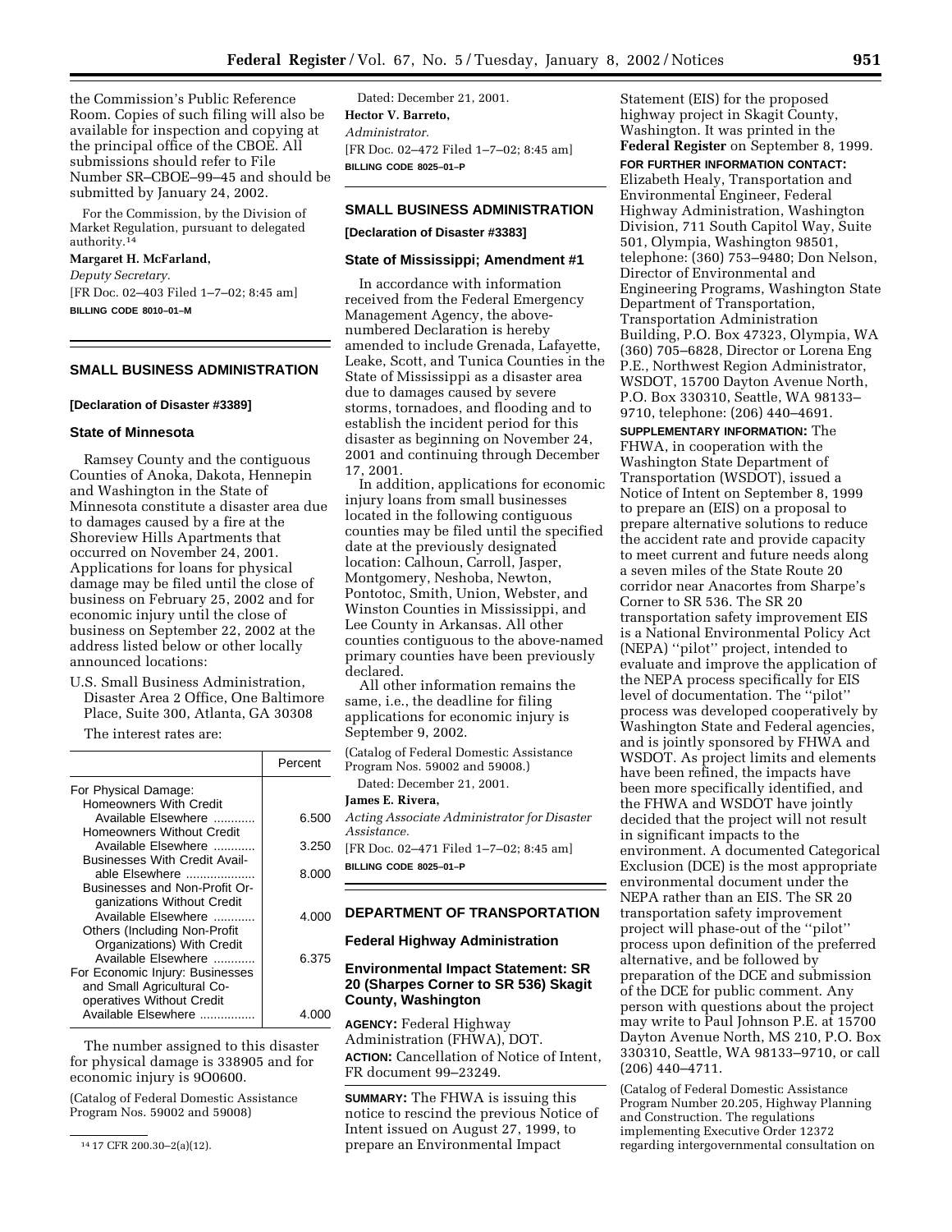the Commission's Public Reference Room. Copies of such filing will also be available for inspection and copying at the principal office of the CBOE. All submissions should refer to File Number SR–CBOE–99–45 and should be submitted by January 24, 2002.

For the Commission, by the Division of Market Regulation, pursuant to delegated authority.[14]

**Margaret H. McFarland,**

*Deputy Secretary.*

[FR Doc. 02–403 Filed 1–7–02; 8:45 am]

**BILLING CODE 8010–01–M**

---

## SMALL BUSINESS ADMINISTRATION

**[Declaration of Disaster #3389]**

### State of Minnesota

Ramsey County and the contiguous Counties of Anoka, Dakota, Hennepin and Washington in the State of Minnesota constitute a disaster area due to damages caused by a fire at the Shoreview Hills Apartments that occurred on November 24, 2001. Applications for loans for physical damage may be filed until the close of business on February 25, 2002 and for economic injury until the close of business on September 22, 2002 at the address listed below or other locally announced locations:

U.S. Small Business Administration, Disaster Area 2 Office, One Baltimore Place, Suite 300, Atlanta, GA 30308

The interest rates are:

| | Percent |
|---|---|
| For Physical Damage: | |
| Homeowners With Credit Available Elsewhere | 6.500 |
| Homeowners Without Credit Available Elsewhere | 3.250 |
| Businesses With Credit Available Elsewhere | 8.000 |
| Businesses and Non-Profit Organizations Without Credit Available Elsewhere | 4.000 |
| Others (Including Non-Profit Organizations) With Credit Available Elsewhere | 6.375 |
| For Economic Injury: Businesses and Small Agricultural Cooperatives Without Credit Available Elsewhere | 4.000 |

The number assigned to this disaster for physical damage is 338905 and for economic injury is 9O0600.

(Catalog of Federal Domestic Assistance Program Nos. 59002 and 59008)

Dated: December 21, 2001.

**Hector V. Barreto,**

*Administrator.*

[FR Doc. 02–472 Filed 1–7–02; 8:45 am]

**BILLING CODE 8025–01–P**

---

## SMALL BUSINESS ADMINISTRATION

**[Declaration of Disaster #3383]**

### State of Mississippi; Amendment #1

In accordance with information received from the Federal Emergency Management Agency, the above-numbered Declaration is hereby amended to include Grenada, Lafayette, Leake, Scott, and Tunica Counties in the State of Mississippi as a disaster area due to damages caused by severe storms, tornadoes, and flooding and to establish the incident period for this disaster as beginning on November 24, 2001 and continuing through December 17, 2001.

In addition, applications for economic injury loans from small businesses located in the following contiguous counties may be filed until the specified date at the previously designated location: Calhoun, Carroll, Jasper, Montgomery, Neshoba, Newton, Pontotoc, Smith, Union, Webster, and Winston Counties in Mississippi, and Lee County in Arkansas. All other counties contiguous to the above-named primary counties have been previously declared.

All other information remains the same, i.e., the deadline for filing applications for economic injury is September 9, 2002.

(Catalog of Federal Domestic Assistance Program Nos. 59002 and 59008.)

Dated: December 21, 2001.

**James E. Rivera,**

*Acting Associate Administrator for Disaster Assistance.*

[FR Doc. 02–471 Filed 1–7–02; 8:45 am]

**BILLING CODE 8025–01–P**

---

## DEPARTMENT OF TRANSPORTATION

### Federal Highway Administration

### Environmental Impact Statement: SR 20 (Sharpes Corner to SR 536) Skagit County, Washington

**AGENCY:** Federal Highway Administration (FHWA), DOT.

**ACTION:** Cancellation of Notice of Intent, FR document 99–23249.

**SUMMARY:** The FHWA is issuing this notice to rescind the previous Notice of Intent issued on August 27, 1999, to prepare an Environmental Impact Statement (EIS) for the proposed highway project in Skagit County, Washington. It was printed in the **Federal Register** on September 8, 1999.

**FOR FURTHER INFORMATION CONTACT:** Elizabeth Healy, Transportation and Environmental Engineer, Federal Highway Administration, Washington Division, 711 South Capitol Way, Suite 501, Olympia, Washington 98501, telephone: (360) 753–9480; Don Nelson, Director of Environmental and Engineering Programs, Washington State Department of Transportation, Transportation Administration Building, P.O. Box 47323, Olympia, WA (360) 705–6828, Director or Lorena Eng P.E., Northwest Region Administrator, WSDOT, 15700 Dayton Avenue North, P.O. Box 330310, Seattle, WA 98133–9710, telephone: (206) 440–4691.

**SUPPLEMENTARY INFORMATION:** The FHWA, in cooperation with the Washington State Department of Transportation (WSDOT), issued a Notice of Intent on September 8, 1999 to prepare an (EIS) on a proposal to prepare alternative solutions to reduce the accident rate and provide capacity to meet current and future needs along a seven miles of the State Route 20 corridor near Anacortes from Sharpe's Corner to SR 536. The SR 20 transportation safety improvement EIS is a National Environmental Policy Act (NEPA) ''pilot'' project, intended to evaluate and improve the application of the NEPA process specifically for EIS level of documentation. The ''pilot'' process was developed cooperatively by Washington State and Federal agencies, and is jointly sponsored by FHWA and WSDOT. As project limits and elements have been refined, the impacts have been more specifically identified, and the FHWA and WSDOT have jointly decided that the project will not result in significant impacts to the environment. A documented Categorical Exclusion (DCE) is the most appropriate environmental document under the NEPA rather than an EIS. The SR 20 transportation safety improvement project will phase-out of the ''pilot'' process upon definition of the preferred alternative, and be followed by preparation of the DCE and submission of the DCE for public comment. Any person with questions about the project may write to Paul Johnson P.E. at 15700 Dayton Avenue North, MS 210, P.O. Box 330310, Seattle, WA 98133–9710, or call (206) 440–4711.

(Catalog of Federal Domestic Assistance Program Number 20.205, Highway Planning and Construction. The regulations implementing Executive Order 12372 regarding intergovernmental consultation on

---

[14] 17 CFR 200.30–2(a)(12).